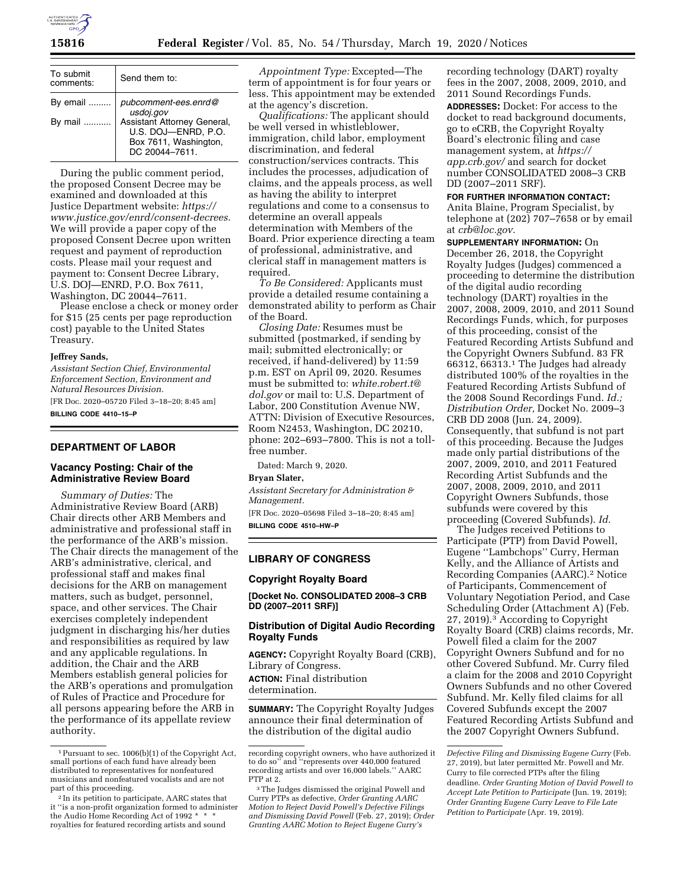| To submit comments: | Send them to: |
| --- | --- |
| By email ......... | pubcomment-ees.enrd@usdoj.gov |
| By mail ........... | Assistant Attorney General, U.S. DOJ—ENRD, P.O. Box 7611, Washington, DC 20044–7611. |

During the public comment period, the proposed Consent Decree may be examined and downloaded at this Justice Department website: *https://www.justice.gov/enrd/consent-decrees.* We will provide a paper copy of the proposed Consent Decree upon written request and payment of reproduction costs. Please mail your request and payment to: Consent Decree Library, U.S. DOJ—ENRD, P.O. Box 7611, Washington, DC 20044–7611.

Please enclose a check or money order for $15 (25 cents per page reproduction cost) payable to the United States Treasury.

**Jeffrey Sands,**

*Assistant Section Chief, Environmental Enforcement Section, Environment and Natural Resources Division.*

[FR Doc. 2020–05720 Filed 3–18–20; 8:45 am]

**BILLING CODE 4410–15–P**

## DEPARTMENT OF LABOR

### Vacancy Posting: Chair of the Administrative Review Board

*Summary of Duties:* The Administrative Review Board (ARB) Chair directs other ARB Members and administrative and professional staff in the performance of the ARB's mission. The Chair directs the management of the ARB's administrative, clerical, and professional staff and makes final decisions for the ARB on management matters, such as budget, personnel, space, and other services. The Chair exercises completely independent judgment in discharging his/her duties and responsibilities as required by law and any applicable regulations. In addition, the Chair and the ARB Members establish general policies for the ARB's operations and promulgation of Rules of Practice and Procedure for all persons appearing before the ARB in the performance of its appellate review authority.

*Appointment Type:* Excepted—The term of appointment is for four years or less. This appointment may be extended at the agency's discretion.

*Qualifications:* The applicant should be well versed in whistleblower, immigration, child labor, employment discrimination, and federal construction/services contracts. This includes the processes, adjudication of claims, and the appeals process, as well as having the ability to interpret regulations and come to a consensus to determine an overall appeals determination with Members of the Board. Prior experience directing a team of professional, administrative, and clerical staff in management matters is required.

*To Be Considered:* Applicants must provide a detailed resume containing a demonstrated ability to perform as Chair of the Board.

*Closing Date:* Resumes must be submitted (postmarked, if sending by mail; submitted electronically; or received, if hand-delivered) by 11:59 p.m. EST on April 09, 2020. Resumes must be submitted to: *white.robert.t@dol.gov* or mail to: U.S. Department of Labor, 200 Constitution Avenue NW, ATTN: Division of Executive Resources, Room N2453, Washington, DC 20210, phone: 202–693–7800. This is not a toll-free number.

Dated: March 9, 2020.

**Bryan Slater,**

*Assistant Secretary for Administration & Management.*

[FR Doc. 2020–05698 Filed 3–18–20; 8:45 am]

**BILLING CODE 4510–HW–P**

## LIBRARY OF CONGRESS

### Copyright Royalty Board

**[Docket No. CONSOLIDATED 2008–3 CRB DD (2007–2011 SRF)]**

### Distribution of Digital Audio Recording Royalty Funds

**AGENCY:** Copyright Royalty Board (CRB), Library of Congress.

**ACTION:** Final distribution determination.

**SUMMARY:** The Copyright Royalty Judges announce their final determination of the distribution of the digital audio recording technology (DART) royalty fees in the 2007, 2008, 2009, 2010, and 2011 Sound Recordings Funds.

**ADDRESSES:** Docket: For access to the docket to read background documents, go to eCRB, the Copyright Royalty Board's electronic filing and case management system, at *https://app.crb.gov/* and search for docket number CONSOLIDATED 2008–3 CRB DD (2007–2011 SRF).

**FOR FURTHER INFORMATION CONTACT:** Anita Blaine, Program Specialist, by telephone at (202) 707–7658 or by email at *crb@loc.gov.*

**SUPPLEMENTARY INFORMATION:** On December 26, 2018, the Copyright Royalty Judges (Judges) commenced a proceeding to determine the distribution of the digital audio recording technology (DART) royalties in the 2007, 2008, 2009, 2010, and 2011 Sound Recordings Funds, which, for purposes of this proceeding, consist of the Featured Recording Artists Subfund and the Copyright Owners Subfund. 83 FR 66312, 66313.[1] The Judges had already distributed 100% of the royalties in the Featured Recording Artists Subfund of the 2008 Sound Recordings Fund. *Id.; Distribution Order,* Docket No. 2009–3 CRB DD 2008 (Jun. 24, 2009). Consequently, that subfund is not part of this proceeding. Because the Judges made only partial distributions of the 2007, 2009, 2010, and 2011 Featured Recording Artist Subfunds and the 2007, 2008, 2009, 2010, and 2011 Copyright Owners Subfunds, those subfunds were covered by this proceeding (Covered Subfunds). *Id.*

The Judges received Petitions to Participate (PTP) from David Powell, Eugene "Lambchops" Curry, Herman Kelly, and the Alliance of Artists and Recording Companies (AARC).[2] Notice of Participants, Commencement of Voluntary Negotiation Period, and Case Scheduling Order (Attachment A) (Feb. 27, 2019).[3] According to Copyright Royalty Board (CRB) claims records, Mr. Powell filed a claim for the 2007 Copyright Owners Subfund and for no other Covered Subfund. Mr. Curry filed a claim for the 2008 and 2010 Copyright Owners Subfunds and no other Covered Subfund. Mr. Kelly filed claims for all Covered Subfunds except the 2007 Featured Recording Artists Subfund and the 2007 Copyright Owners Subfund.

[1] Pursuant to sec. 1006(b)(1) of the Copyright Act, small portions of each fund have already been distributed to representatives for nonfeatured musicians and nonfeatured vocalists and are not part of this proceeding.

[2] In its petition to participate, AARC states that it "is a non-profit organization formed to administer the Audio Home Recording Act of 1992 * * * royalties for featured recording artists and sound recording copyright owners, who have authorized it to do so" and "represents over 440,000 featured recording artists and over 16,000 labels." AARC PTP at 2.

[3] The Judges dismissed the original Powell and Curry PTPs as defective, *Order Granting AARC Motion to Reject David Powell's Defective Filings and Dismissing David Powell* (Feb. 27, 2019); *Order Granting AARC Motion to Reject Eugene Curry's Defective Filing and Dismissing Eugene Curry* (Feb. 27, 2019), but later permitted Mr. Powell and Mr. Curry to file corrected PTPs after the filing deadline. *Order Granting Motion of David Powell to Accept Late Petition to Participate* (Jun. 19, 2019); *Order Granting Eugene Curry Leave to File Late Petition to Participate* (Apr. 19, 2019).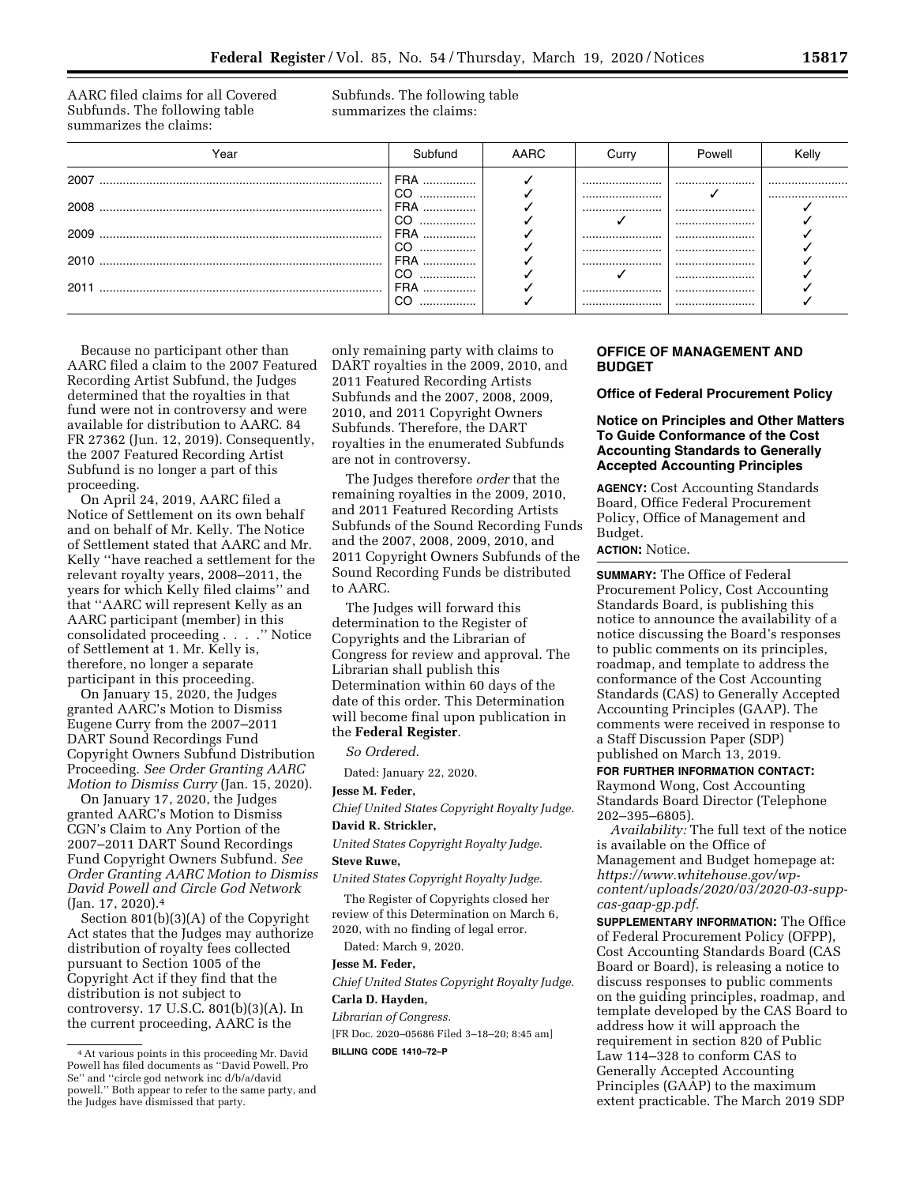AARC filed claims for all Covered Subfunds. The following table summarizes the claims:

| Year | Subfund | AARC | Curry | Powell | Kelly |
|---|---|---|---|---|---|
| 2007 | FRA | ✓ | | | |
| | CO | ✓ | | ✓ | |
| 2008 | FRA | ✓ | | | ✓ |
| | CO | ✓ | ✓ | | ✓ |
| 2009 | FRA | ✓ | | | ✓ |
| | CO | ✓ | | | ✓ |
| 2010 | FRA | ✓ | | | ✓ |
| | CO | ✓ | ✓ | | ✓ |
| 2011 | FRA | ✓ | | | ✓ |
| | CO | ✓ | | | ✓ |

Because no participant other than AARC filed a claim to the 2007 Featured Recording Artist Subfund, the Judges determined that the royalties in that fund were not in controversy and were available for distribution to AARC. 84 FR 27362 (Jun. 12, 2019). Consequently, the 2007 Featured Recording Artist Subfund is no longer a part of this proceeding.

On April 24, 2019, AARC filed a Notice of Settlement on its own behalf and on behalf of Mr. Kelly. The Notice of Settlement stated that AARC and Mr. Kelly ''have reached a settlement for the relevant royalty years, 2008–2011, the years for which Kelly filed claims'' and that ''AARC will represent Kelly as an AARC participant (member) in this consolidated proceeding . . . .'' Notice of Settlement at 1. Mr. Kelly is, therefore, no longer a separate participant in this proceeding.

On January 15, 2020, the Judges granted AARC's Motion to Dismiss Eugene Curry from the 2007–2011 DART Sound Recordings Fund Copyright Owners Subfund Distribution Proceeding. *See Order Granting AARC Motion to Dismiss Curry* (Jan. 15, 2020).

On January 17, 2020, the Judges granted AARC's Motion to Dismiss CGN's Claim to Any Portion of the 2007–2011 DART Sound Recordings Fund Copyright Owners Subfund. *See Order Granting AARC Motion to Dismiss David Powell and Circle God Network* (Jan. 17, 2020).[4]

Section 801(b)(3)(A) of the Copyright Act states that the Judges may authorize distribution of royalty fees collected pursuant to Section 1005 of the Copyright Act if they find that the distribution is not subject to controversy. 17 U.S.C. 801(b)(3)(A). In the current proceeding, AARC is the only remaining party with claims to DART royalties in the 2009, 2010, and 2011 Featured Recording Artists Subfunds and the 2007, 2008, 2009, 2010, and 2011 Copyright Owners Subfunds. Therefore, the DART royalties in the enumerated Subfunds are not in controversy.

The Judges therefore *order* that the remaining royalties in the 2009, 2010, and 2011 Featured Recording Artists Subfunds of the Sound Recording Funds and the 2007, 2008, 2009, 2010, and 2011 Copyright Owners Subfunds of the Sound Recording Funds be distributed to AARC.

The Judges will forward this determination to the Register of Copyrights and the Librarian of Congress for review and approval. The Librarian shall publish this Determination within 60 days of the date of this order. This Determination will become final upon publication in the **Federal Register**.

*So Ordered.*

Dated: January 22, 2020.

**Jesse M. Feder,**

*Chief United States Copyright Royalty Judge.*

**David R. Strickler,**

*United States Copyright Royalty Judge.*

**Steve Ruwe,**

*United States Copyright Royalty Judge.*

The Register of Copyrights closed her review of this Determination on March 6, 2020, with no finding of legal error.

Dated: March 9, 2020.

**Jesse M. Feder,**

*Chief United States Copyright Royalty Judge.*

**Carla D. Hayden,**

*Librarian of Congress.*

[FR Doc. 2020–05686 Filed 3–18–20; 8:45 am]

**BILLING CODE 1410–72–P**

[4] At various points in this proceeding Mr. David Powell has filed documents as ''David Powell, Pro Se'' and ''circle god network inc d/b/a/david powell.'' Both appear to refer to the same party, and the Judges have dismissed that party.

## OFFICE OF MANAGEMENT AND BUDGET

### Office of Federal Procurement Policy

### Notice on Principles and Other Matters To Guide Conformance of the Cost Accounting Standards to Generally Accepted Accounting Principles

**AGENCY:** Cost Accounting Standards Board, Office Federal Procurement Policy, Office of Management and Budget.

**ACTION:** Notice.

**SUMMARY:** The Office of Federal Procurement Policy, Cost Accounting Standards Board, is publishing this notice to announce the availability of a notice discussing the Board's responses to public comments on its principles, roadmap, and template to address the conformance of the Cost Accounting Standards (CAS) to Generally Accepted Accounting Principles (GAAP). The comments were received in response to a Staff Discussion Paper (SDP) published on March 13, 2019.

**FOR FURTHER INFORMATION CONTACT:** Raymond Wong, Cost Accounting Standards Board Director (Telephone 202–395–6805).

*Availability:* The full text of the notice is available on the Office of Management and Budget homepage at: *https://www.whitehouse.gov/wp-content/uploads/2020/03/2020-03-supp-cas-gaap-gp.pdf.*

**SUPPLEMENTARY INFORMATION:** The Office of Federal Procurement Policy (OFPP), Cost Accounting Standards Board (CAS Board or Board), is releasing a notice to discuss responses to public comments on the guiding principles, roadmap, and template developed by the CAS Board to address how it will approach the requirement in section 820 of Public Law 114–328 to conform CAS to Generally Accepted Accounting Principles (GAAP) to the maximum extent practicable. The March 2019 SDP